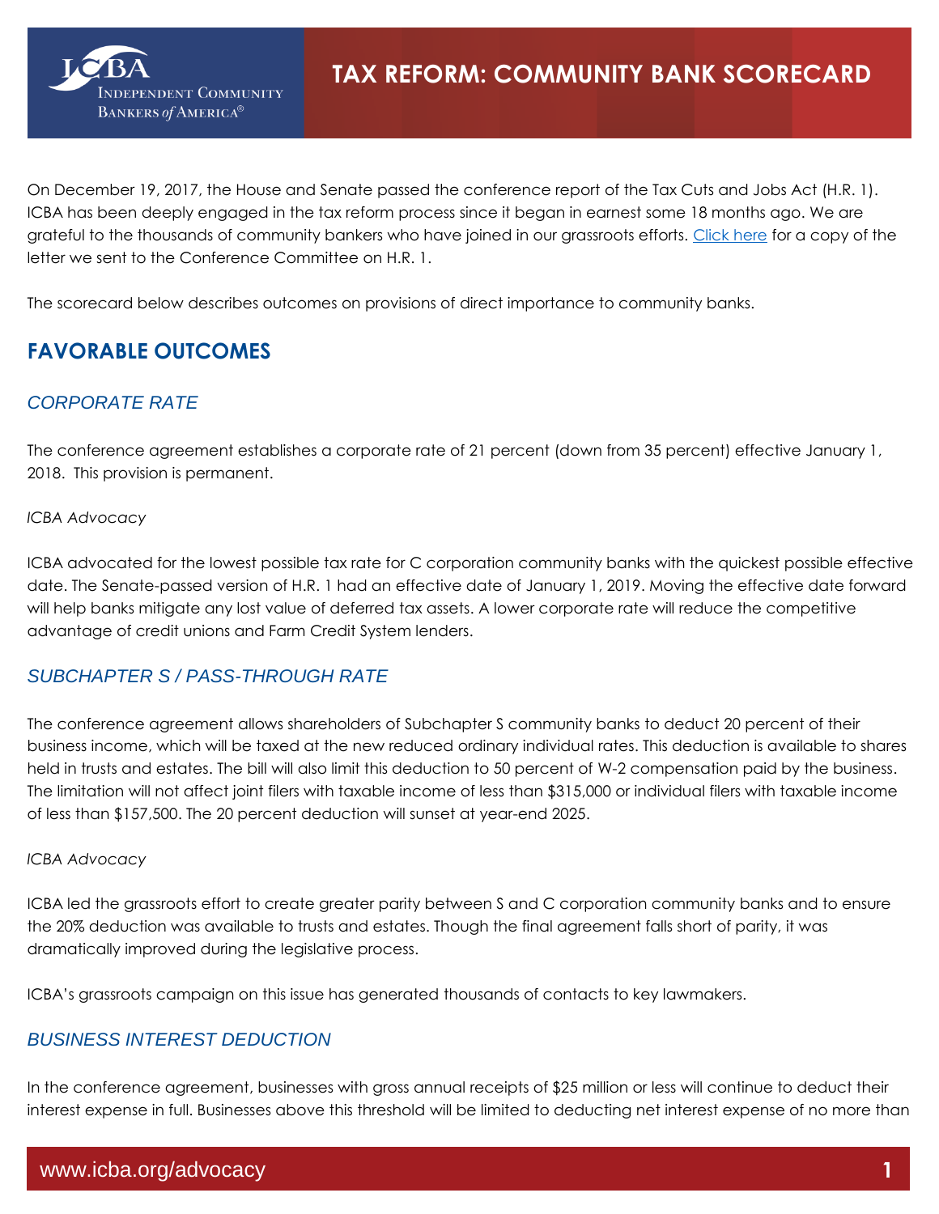# TAX REFORM: COMMUNITY BANK SCORECARD

On December 19, 2017, the House and Senate passed the conference report of the Tax Cuts and Jobs Act (H.R. 1). ICBA has been deeply engaged in the tax reform process since it began in earnest some 18 months ago. We are grateful to the thousands of community bankers who have joined in our grassroots efforts. Click here for a copy of the letter we sent to the Conference Committee on H.R. 1.

The scorecard below describes outcomes on provisions of direct importance to community banks.

## FAVORABLE OUTCOMES

### *CORPORATE RATE*

The conference agreement establishes a corporate rate of 21 percent (down from 35 percent) effective January 1, 2018. This provision is permanent.

*ICBA Advocacy*

ICBA advocated for the lowest possible tax rate for C corporation community banks with the quickest possible effective date. The Senate-passed version of H.R. 1 had an effective date of January 1, 2019. Moving the effective date forward will help banks mitigate any lost value of deferred tax assets. A lower corporate rate will reduce the competitive advantage of credit unions and Farm Credit System lenders.

### *SUBCHAPTER S / PASS-THROUGH RATE*

The conference agreement allows shareholders of Subchapter S community banks to deduct 20 percent of their business income, which will be taxed at the new reduced ordinary individual rates. This deduction is available to shares held in trusts and estates. The bill will also limit this deduction to 50 percent of W-2 compensation paid by the business. The limitation will not affect joint filers with taxable income of less than $315,000 or individual filers with taxable income of less than $157,500. The 20 percent deduction will sunset at year-end 2025.

*ICBA Advocacy*

ICBA led the grassroots effort to create greater parity between S and C corporation community banks and to ensure the 20% deduction was available to trusts and estates. Though the final agreement falls short of parity, it was dramatically improved during the legislative process.

ICBA's grassroots campaign on this issue has generated thousands of contacts to key lawmakers.

### *BUSINESS INTEREST DEDUCTION*

In the conference agreement, businesses with gross annual receipts of $25 million or less will continue to deduct their interest expense in full. Businesses above this threshold will be limited to deducting net interest expense of no more than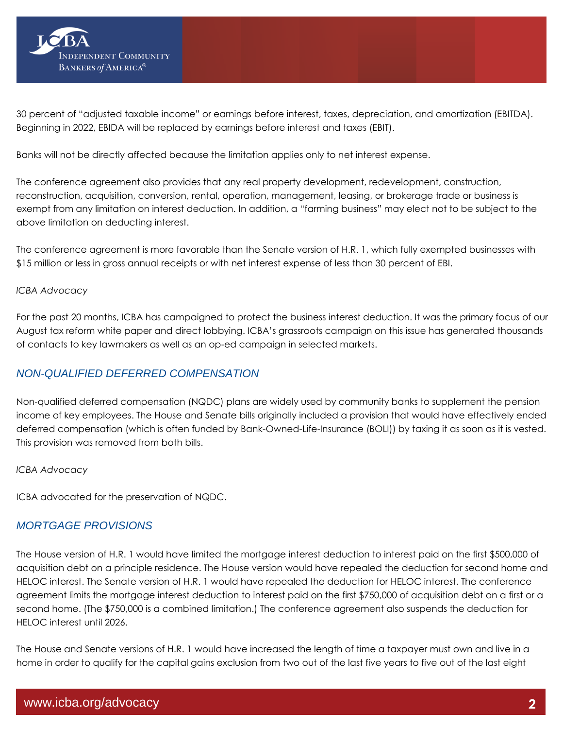30 percent of "adjusted taxable income" or earnings before interest, taxes, depreciation, and amortization (EBITDA). Beginning in 2022, EBIDA will be replaced by earnings before interest and taxes (EBIT).

Banks will not be directly affected because the limitation applies only to net interest expense.

The conference agreement also provides that any real property development, redevelopment, construction, reconstruction, acquisition, conversion, rental, operation, management, leasing, or brokerage trade or business is exempt from any limitation on interest deduction. In addition, a "farming business" may elect not to be subject to the above limitation on deducting interest.

The conference agreement is more favorable than the Senate version of H.R. 1, which fully exempted businesses with $15 million or less in gross annual receipts or with net interest expense of less than 30 percent of EBI.

*ICBA Advocacy*

For the past 20 months, ICBA has campaigned to protect the business interest deduction. It was the primary focus of our August tax reform white paper and direct lobbying. ICBA's grassroots campaign on this issue has generated thousands of contacts to key lawmakers as well as an op-ed campaign in selected markets.

## *NON-QUALIFIED DEFERRED COMPENSATION*

Non-qualified deferred compensation (NQDC) plans are widely used by community banks to supplement the pension income of key employees. The House and Senate bills originally included a provision that would have effectively ended deferred compensation (which is often funded by Bank-Owned-Life-Insurance (BOLI)) by taxing it as soon as it is vested. This provision was removed from both bills.

*ICBA Advocacy*

ICBA advocated for the preservation of NQDC.

## *MORTGAGE PROVISIONS*

The House version of H.R. 1 would have limited the mortgage interest deduction to interest paid on the first $500,000 of acquisition debt on a principle residence. The House version would have repealed the deduction for second home and HELOC interest. The Senate version of H.R. 1 would have repealed the deduction for HELOC interest. The conference agreement limits the mortgage interest deduction to interest paid on the first $750,000 of acquisition debt on a first or a second home. (The $750,000 is a combined limitation.) The conference agreement also suspends the deduction for HELOC interest until 2026.

The House and Senate versions of H.R. 1 would have increased the length of time a taxpayer must own and live in a home in order to qualify for the capital gains exclusion from two out of the last five years to five out of the last eight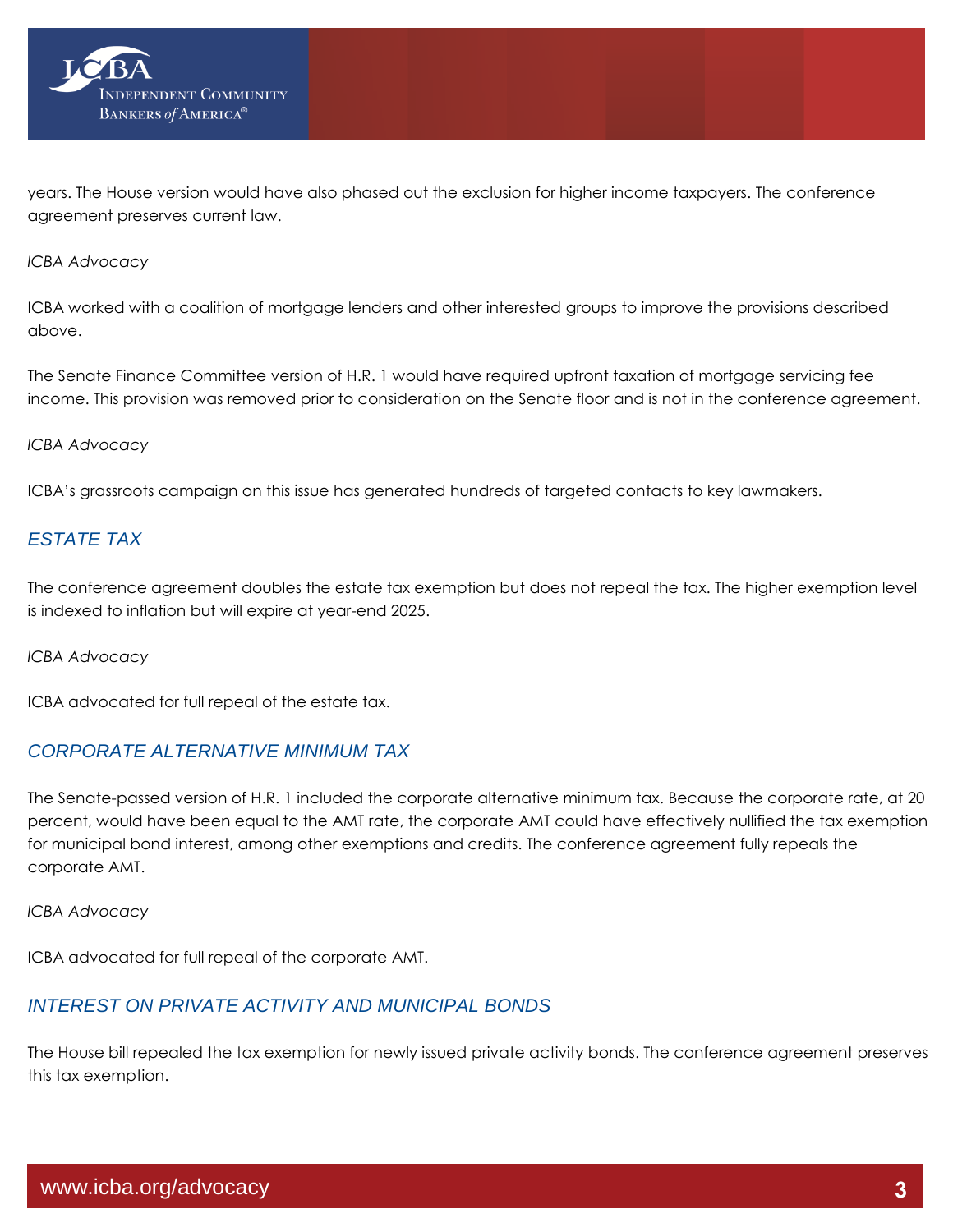years. The House version would have also phased out the exclusion for higher income taxpayers. The conference agreement preserves current law.

*ICBA Advocacy*

ICBA worked with a coalition of mortgage lenders and other interested groups to improve the provisions described above.

The Senate Finance Committee version of H.R. 1 would have required upfront taxation of mortgage servicing fee income. This provision was removed prior to consideration on the Senate floor and is not in the conference agreement.

*ICBA Advocacy*

ICBA's grassroots campaign on this issue has generated hundreds of targeted contacts to key lawmakers.

## *ESTATE TAX*

The conference agreement doubles the estate tax exemption but does not repeal the tax. The higher exemption level is indexed to inflation but will expire at year-end 2025.

*ICBA Advocacy*

ICBA advocated for full repeal of the estate tax.

## *CORPORATE ALTERNATIVE MINIMUM TAX*

The Senate-passed version of H.R. 1 included the corporate alternative minimum tax. Because the corporate rate, at 20 percent, would have been equal to the AMT rate, the corporate AMT could have effectively nullified the tax exemption for municipal bond interest, among other exemptions and credits. The conference agreement fully repeals the corporate AMT.

*ICBA Advocacy*

ICBA advocated for full repeal of the corporate AMT.

## *INTEREST ON PRIVATE ACTIVITY AND MUNICIPAL BONDS*

The House bill repealed the tax exemption for newly issued private activity bonds. The conference agreement preserves this tax exemption.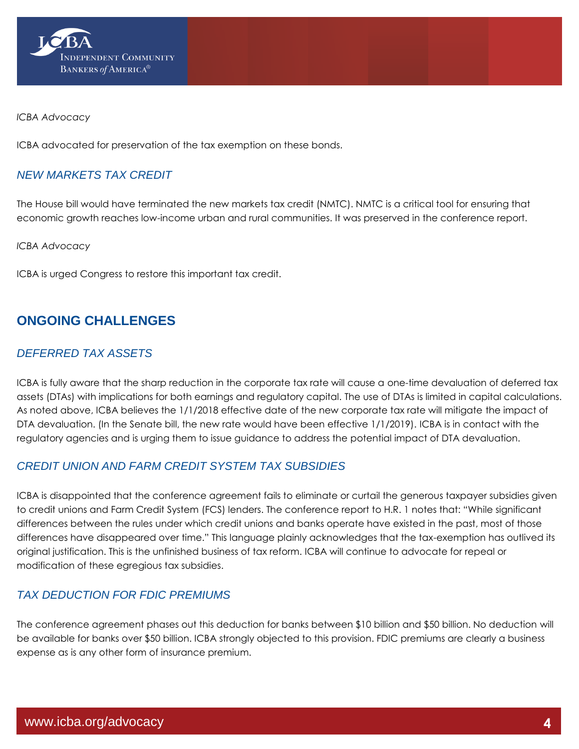*ICBA Advocacy*

ICBA advocated for preservation of the tax exemption on these bonds.

### *NEW MARKETS TAX CREDIT*

The House bill would have terminated the new markets tax credit (NMTC). NMTC is a critical tool for ensuring that economic growth reaches low-income urban and rural communities. It was preserved in the conference report.

*ICBA Advocacy*

ICBA is urged Congress to restore this important tax credit.

## ONGOING CHALLENGES

### *DEFERRED TAX ASSETS*

ICBA is fully aware that the sharp reduction in the corporate tax rate will cause a one-time devaluation of deferred tax assets (DTAs) with implications for both earnings and regulatory capital. The use of DTAs is limited in capital calculations. As noted above, ICBA believes the 1/1/2018 effective date of the new corporate tax rate will mitigate the impact of DTA devaluation. (In the Senate bill, the new rate would have been effective 1/1/2019). ICBA is in contact with the regulatory agencies and is urging them to issue guidance to address the potential impact of DTA devaluation.

### *CREDIT UNION AND FARM CREDIT SYSTEM TAX SUBSIDIES*

ICBA is disappointed that the conference agreement fails to eliminate or curtail the generous taxpayer subsidies given to credit unions and Farm Credit System (FCS) lenders. The conference report to H.R. 1 notes that: "While significant differences between the rules under which credit unions and banks operate have existed in the past, most of those differences have disappeared over time." This language plainly acknowledges that the tax-exemption has outlived its original justification. This is the unfinished business of tax reform. ICBA will continue to advocate for repeal or modification of these egregious tax subsidies.

### *TAX DEDUCTION FOR FDIC PREMIUMS*

The conference agreement phases out this deduction for banks between $10 billion and $50 billion. No deduction will be available for banks over $50 billion. ICBA strongly objected to this provision. FDIC premiums are clearly a business expense as is any other form of insurance premium.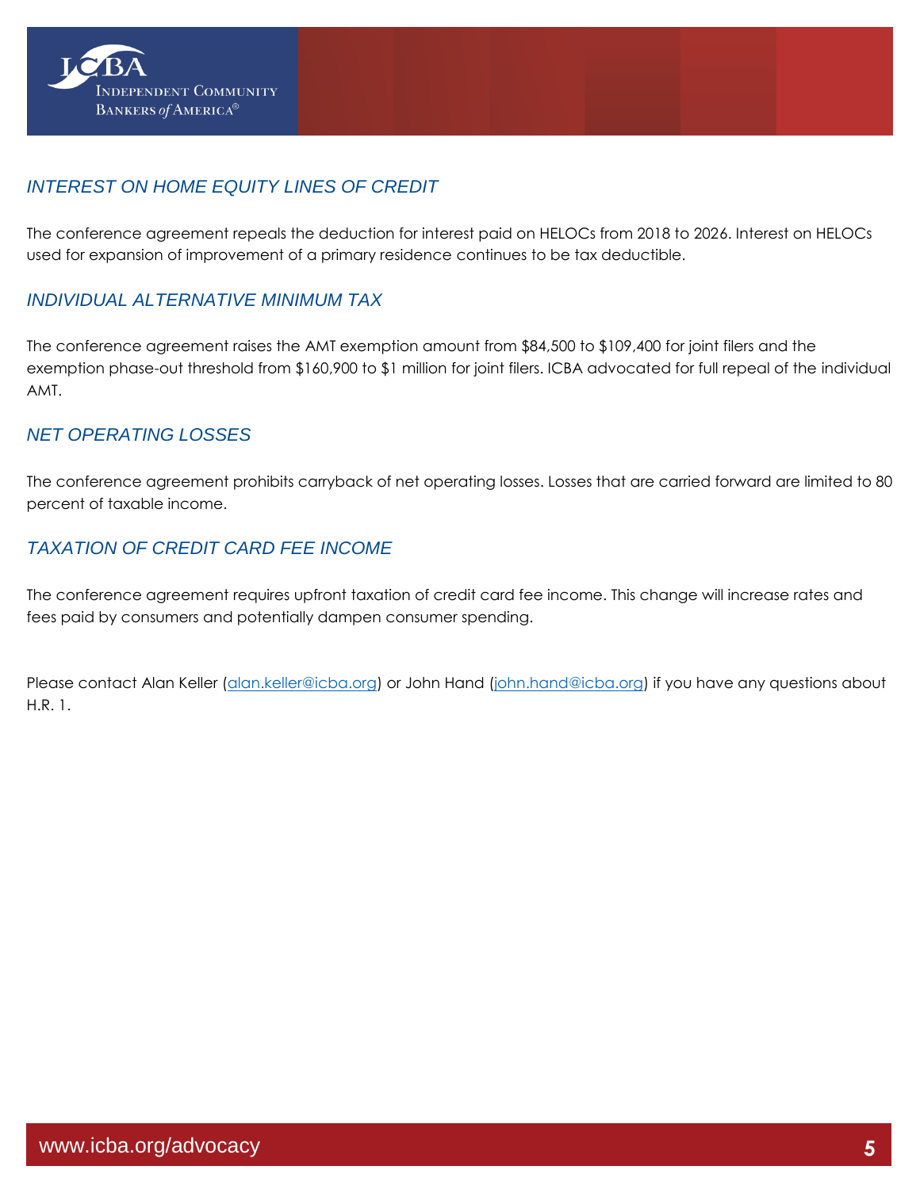## *INTEREST ON HOME EQUITY LINES OF CREDIT*

The conference agreement repeals the deduction for interest paid on HELOCs from 2018 to 2026. Interest on HELOCs used for expansion of improvement of a primary residence continues to be tax deductible.

## *INDIVIDUAL ALTERNATIVE MINIMUM TAX*

The conference agreement raises the AMT exemption amount from $84,500 to $109,400 for joint filers and the exemption phase-out threshold from $160,900 to $1 million for joint filers. ICBA advocated for full repeal of the individual AMT.

## *NET OPERATING LOSSES*

The conference agreement prohibits carryback of net operating losses. Losses that are carried forward are limited to 80 percent of taxable income.

## *TAXATION OF CREDIT CARD FEE INCOME*

The conference agreement requires upfront taxation of credit card fee income. This change will increase rates and fees paid by consumers and potentially dampen consumer spending.

Please contact Alan Keller ([alan.keller@icba.org](mailto:alan.keller@icba.org)) or John Hand ([john.hand@icba.org](mailto:john.hand@icba.org)) if you have any questions about H.R. 1.